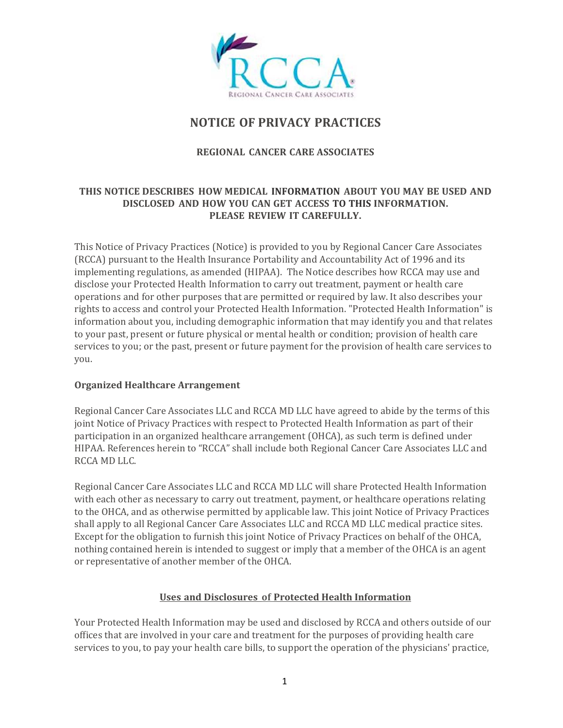# NOTICE OF PRIVACY PRACTICES

## REGIONAL CANCER CARE ASSOCIATES

**THIS NOTICE DESCRIBES HOW MEDICAL INFORMATION ABOUT YOU MAY BE USED AND DISCLOSED AND HOW YOU CAN GET ACCESS TO THIS INFORMATION. PLEASE REVIEW IT CAREFULLY.**

This Notice of Privacy Practices (Notice) is provided to you by Regional Cancer Care Associates (RCCA) pursuant to the Health Insurance Portability and Accountability Act of 1996 and its implementing regulations, as amended (HIPAA). The Notice describes how RCCA may use and disclose your Protected Health Information to carry out treatment, payment or health care operations and for other purposes that are permitted or required by law. It also describes your rights to access and control your Protected Health Information. "Protected Health Information" is information about you, including demographic information that may identify you and that relates to your past, present or future physical or mental health or condition; provision of health care services to you; or the past, present or future payment for the provision of health care services to you.

### Organized Healthcare Arrangement

Regional Cancer Care Associates LLC and RCCA MD LLC have agreed to abide by the terms of this joint Notice of Privacy Practices with respect to Protected Health Information as part of their participation in an organized healthcare arrangement (OHCA), as such term is defined under HIPAA. References herein to "RCCA" shall include both Regional Cancer Care Associates LLC and RCCA MD LLC.

Regional Cancer Care Associates LLC and RCCA MD LLC will share Protected Health Information with each other as necessary to carry out treatment, payment, or healthcare operations relating to the OHCA, and as otherwise permitted by applicable law. This joint Notice of Privacy Practices shall apply to all Regional Cancer Care Associates LLC and RCCA MD LLC medical practice sites. Except for the obligation to furnish this joint Notice of Privacy Practices on behalf of the OHCA, nothing contained herein is intended to suggest or imply that a member of the OHCA is an agent or representative of another member of the OHCA.

## Uses and Disclosures of Protected Health Information

Your Protected Health Information may be used and disclosed by RCCA and others outside of our offices that are involved in your care and treatment for the purposes of providing health care services to you, to pay your health care bills, to support the operation of the physicians' practice,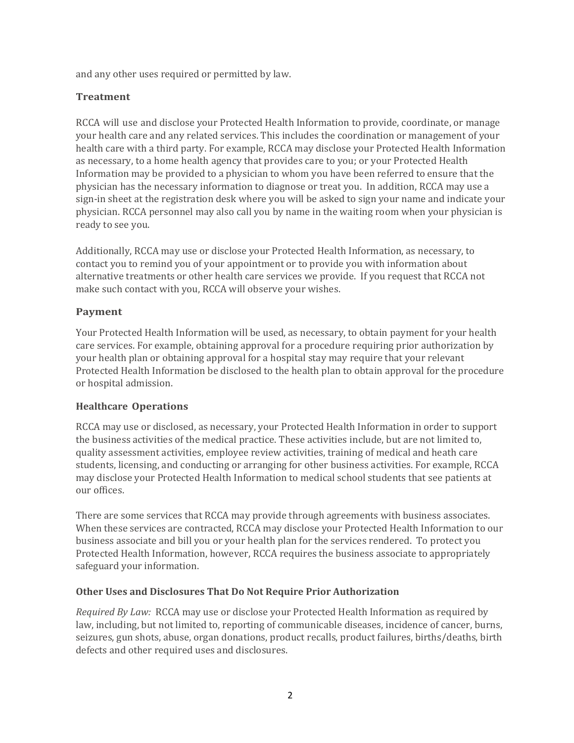and any other uses required or permitted by law.

### Treatment

RCCA will use and disclose your Protected Health Information to provide, coordinate, or manage your health care and any related services. This includes the coordination or management of your health care with a third party. For example, RCCA may disclose your Protected Health Information as necessary, to a home health agency that provides care to you; or your Protected Health Information may be provided to a physician to whom you have been referred to ensure that the physician has the necessary information to diagnose or treat you. In addition, RCCA may use a sign-in sheet at the registration desk where you will be asked to sign your name and indicate your physician. RCCA personnel may also call you by name in the waiting room when your physician is ready to see you.

Additionally, RCCA may use or disclose your Protected Health Information, as necessary, to contact you to remind you of your appointment or to provide you with information about alternative treatments or other health care services we provide. If you request that RCCA not make such contact with you, RCCA will observe your wishes.

### Payment

Your Protected Health Information will be used, as necessary, to obtain payment for your health care services. For example, obtaining approval for a procedure requiring prior authorization by your health plan or obtaining approval for a hospital stay may require that your relevant Protected Health Information be disclosed to the health plan to obtain approval for the procedure or hospital admission.

### Healthcare Operations

RCCA may use or disclosed, as necessary, your Protected Health Information in order to support the business activities of the medical practice. These activities include, but are not limited to, quality assessment activities, employee review activities, training of medical and heath care students, licensing, and conducting or arranging for other business activities. For example, RCCA may disclose your Protected Health Information to medical school students that see patients at our offices.

There are some services that RCCA may provide through agreements with business associates. When these services are contracted, RCCA may disclose your Protected Health Information to our business associate and bill you or your health plan for the services rendered. To protect you Protected Health Information, however, RCCA requires the business associate to appropriately safeguard your information.

### Other Uses and Disclosures That Do Not Require Prior Authorization

*Required By Law:* RCCA may use or disclose your Protected Health Information as required by law, including, but not limited to, reporting of communicable diseases, incidence of cancer, burns, seizures, gun shots, abuse, organ donations, product recalls, product failures, births/deaths, birth defects and other required uses and disclosures.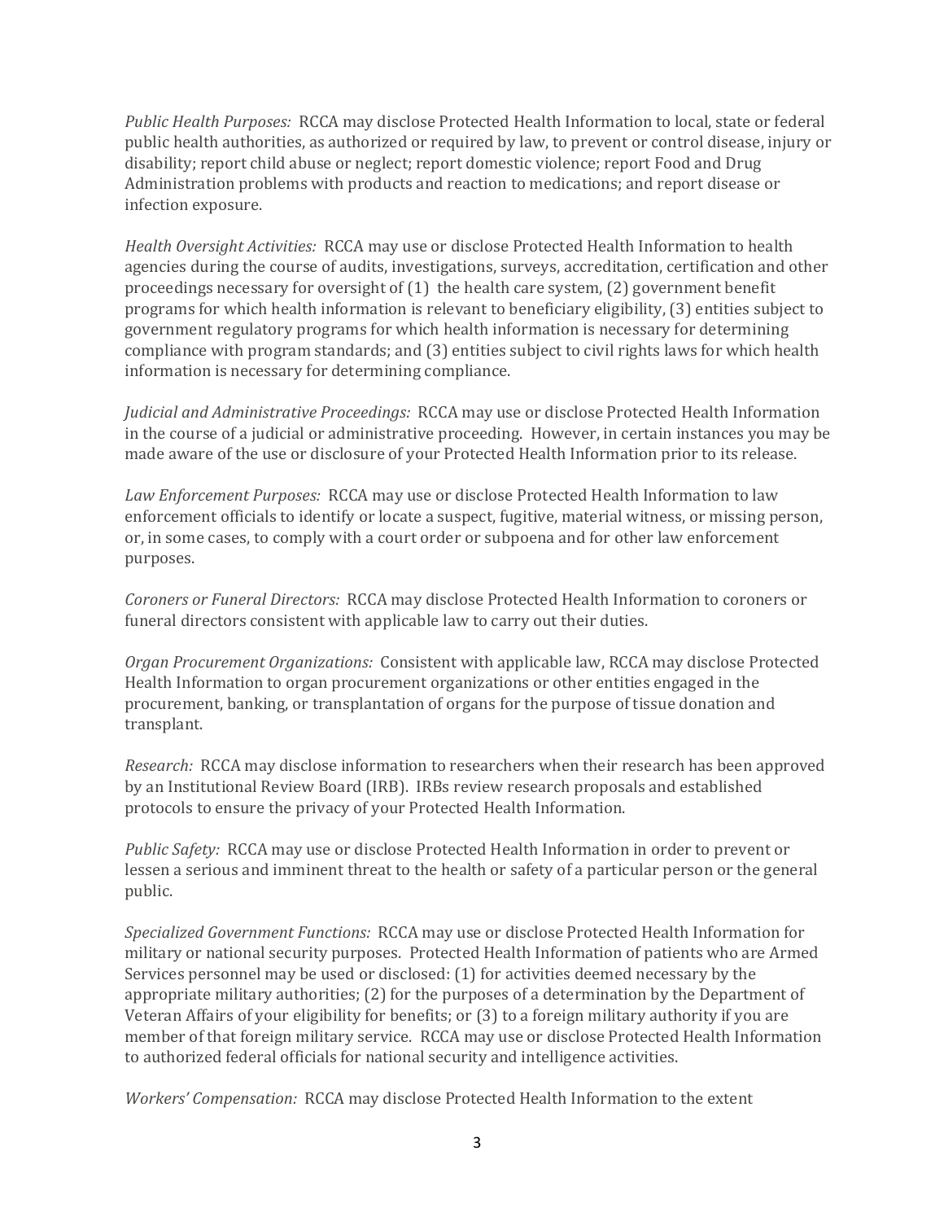*Public Health Purposes:* RCCA may disclose Protected Health Information to local, state or federal public health authorities, as authorized or required by law, to prevent or control disease, injury or disability; report child abuse or neglect; report domestic violence; report Food and Drug Administration problems with products and reaction to medications; and report disease or infection exposure.

*Health Oversight Activities:* RCCA may use or disclose Protected Health Information to health agencies during the course of audits, investigations, surveys, accreditation, certification and other proceedings necessary for oversight of (1) the health care system, (2) government benefit programs for which health information is relevant to beneficiary eligibility, (3) entities subject to government regulatory programs for which health information is necessary for determining compliance with program standards; and (3) entities subject to civil rights laws for which health information is necessary for determining compliance.

*Judicial and Administrative Proceedings:* RCCA may use or disclose Protected Health Information in the course of a judicial or administrative proceeding. However, in certain instances you may be made aware of the use or disclosure of your Protected Health Information prior to its release.

*Law Enforcement Purposes:* RCCA may use or disclose Protected Health Information to law enforcement officials to identify or locate a suspect, fugitive, material witness, or missing person, or, in some cases, to comply with a court order or subpoena and for other law enforcement purposes.

*Coroners or Funeral Directors:* RCCA may disclose Protected Health Information to coroners or funeral directors consistent with applicable law to carry out their duties.

*Organ Procurement Organizations:* Consistent with applicable law, RCCA may disclose Protected Health Information to organ procurement organizations or other entities engaged in the procurement, banking, or transplantation of organs for the purpose of tissue donation and transplant.

*Research:* RCCA may disclose information to researchers when their research has been approved by an Institutional Review Board (IRB). IRBs review research proposals and established protocols to ensure the privacy of your Protected Health Information.

*Public Safety:* RCCA may use or disclose Protected Health Information in order to prevent or lessen a serious and imminent threat to the health or safety of a particular person or the general public.

*Specialized Government Functions:* RCCA may use or disclose Protected Health Information for military or national security purposes. Protected Health Information of patients who are Armed Services personnel may be used or disclosed: (1) for activities deemed necessary by the appropriate military authorities; (2) for the purposes of a determination by the Department of Veteran Affairs of your eligibility for benefits; or (3) to a foreign military authority if you are member of that foreign military service. RCCA may use or disclose Protected Health Information to authorized federal officials for national security and intelligence activities.

*Workers' Compensation:* RCCA may disclose Protected Health Information to the extent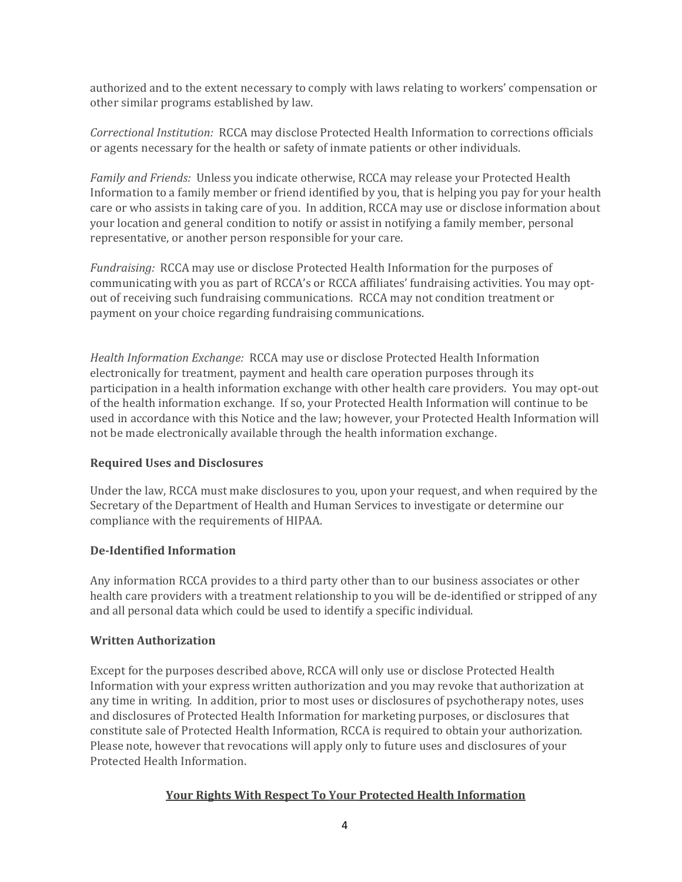authorized and to the extent necessary to comply with laws relating to workers' compensation or other similar programs established by law.

*Correctional Institution:* RCCA may disclose Protected Health Information to corrections officials or agents necessary for the health or safety of inmate patients or other individuals.

*Family and Friends:* Unless you indicate otherwise, RCCA may release your Protected Health Information to a family member or friend identified by you, that is helping you pay for your health care or who assists in taking care of you. In addition, RCCA may use or disclose information about your location and general condition to notify or assist in notifying a family member, personal representative, or another person responsible for your care.

*Fundraising:* RCCA may use or disclose Protected Health Information for the purposes of communicating with you as part of RCCA's or RCCA affiliates' fundraising activities. You may opt-out of receiving such fundraising communications. RCCA may not condition treatment or payment on your choice regarding fundraising communications.

*Health Information Exchange:* RCCA may use or disclose Protected Health Information electronically for treatment, payment and health care operation purposes through its participation in a health information exchange with other health care providers. You may opt-out of the health information exchange. If so, your Protected Health Information will continue to be used in accordance with this Notice and the law; however, your Protected Health Information will not be made electronically available through the health information exchange.

**Required Uses and Disclosures**

Under the law, RCCA must make disclosures to you, upon your request, and when required by the Secretary of the Department of Health and Human Services to investigate or determine our compliance with the requirements of HIPAA.

**De-Identified Information**

Any information RCCA provides to a third party other than to our business associates or other health care providers with a treatment relationship to you will be de-identified or stripped of any and all personal data which could be used to identify a specific individual.

**Written Authorization**

Except for the purposes described above, RCCA will only use or disclose Protected Health Information with your express written authorization and you may revoke that authorization at any time in writing. In addition, prior to most uses or disclosures of psychotherapy notes, uses and disclosures of Protected Health Information for marketing purposes, or disclosures that constitute sale of Protected Health Information, RCCA is required to obtain your authorization. Please note, however that revocations will apply only to future uses and disclosures of your Protected Health Information.

## **Your Rights With Respect To Your Protected Health Information**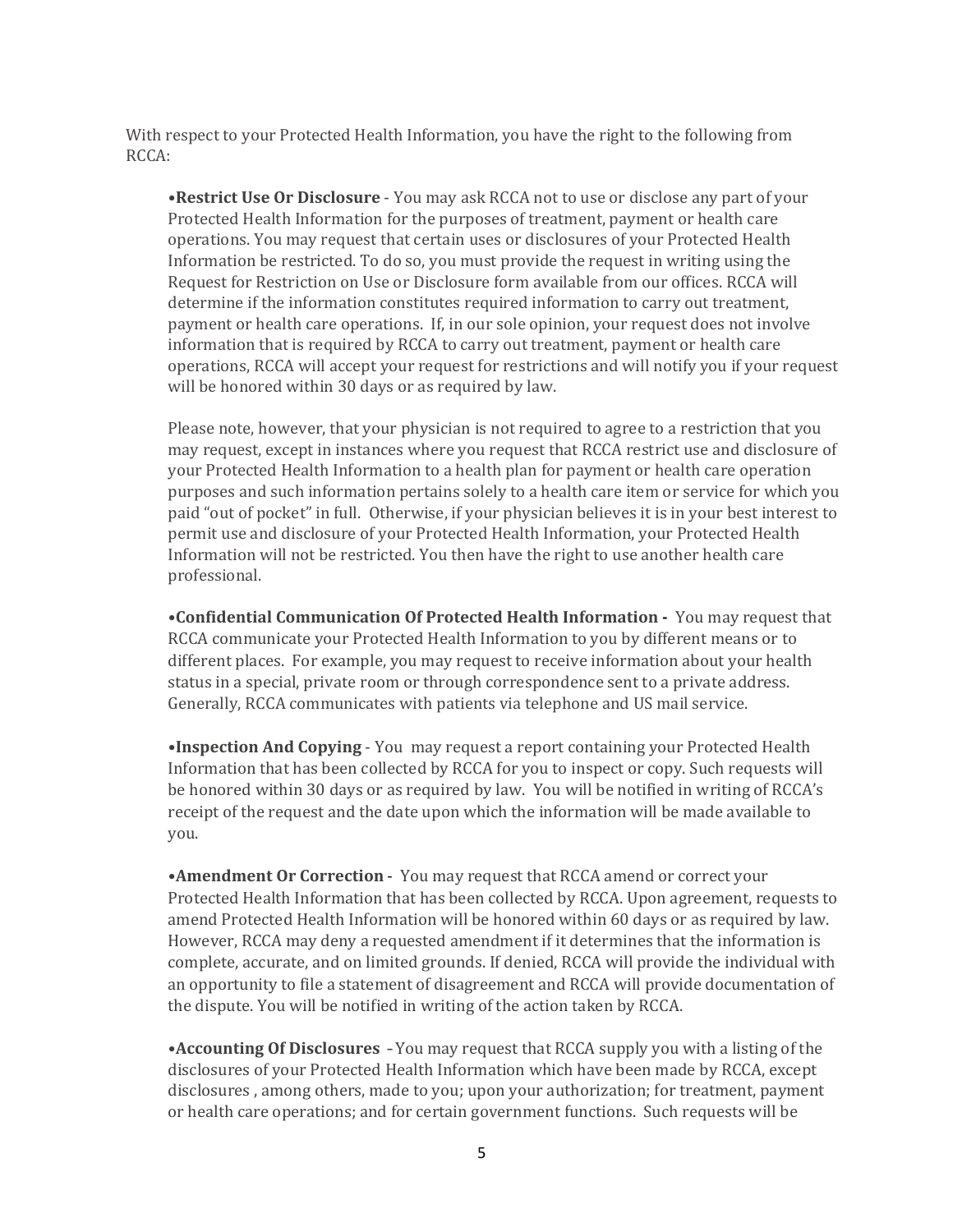With respect to your Protected Health Information, you have the right to the following from RCCA:

•**Restrict Use Or Disclosure** - You may ask RCCA not to use or disclose any part of your Protected Health Information for the purposes of treatment, payment or health care operations. You may request that certain uses or disclosures of your Protected Health Information be restricted. To do so, you must provide the request in writing using the Request for Restriction on Use or Disclosure form available from our offices. RCCA will determine if the information constitutes required information to carry out treatment, payment or health care operations. If, in our sole opinion, your request does not involve information that is required by RCCA to carry out treatment, payment or health care operations, RCCA will accept your request for restrictions and will notify you if your request will be honored within 30 days or as required by law.

Please note, however, that your physician is not required to agree to a restriction that you may request, except in instances where you request that RCCA restrict use and disclosure of your Protected Health Information to a health plan for payment or health care operation purposes and such information pertains solely to a health care item or service for which you paid "out of pocket" in full. Otherwise, if your physician believes it is in your best interest to permit use and disclosure of your Protected Health Information, your Protected Health Information will not be restricted. You then have the right to use another health care professional.

•**Confidential Communication Of Protected Health Information -** You may request that RCCA communicate your Protected Health Information to you by different means or to different places. For example, you may request to receive information about your health status in a special, private room or through correspondence sent to a private address. Generally, RCCA communicates with patients via telephone and US mail service.

•**Inspection And Copying** - You may request a report containing your Protected Health Information that has been collected by RCCA for you to inspect or copy. Such requests will be honored within 30 days or as required by law. You will be notified in writing of RCCA's receipt of the request and the date upon which the information will be made available to you.

•**Amendment Or Correction -** You may request that RCCA amend or correct your Protected Health Information that has been collected by RCCA. Upon agreement, requests to amend Protected Health Information will be honored within 60 days or as required by law. However, RCCA may deny a requested amendment if it determines that the information is complete, accurate, and on limited grounds. If denied, RCCA will provide the individual with an opportunity to file a statement of disagreement and RCCA will provide documentation of the dispute. You will be notified in writing of the action taken by RCCA.

•**Accounting Of Disclosures** - You may request that RCCA supply you with a listing of the disclosures of your Protected Health Information which have been made by RCCA, except disclosures , among others, made to you; upon your authorization; for treatment, payment or health care operations; and for certain government functions. Such requests will be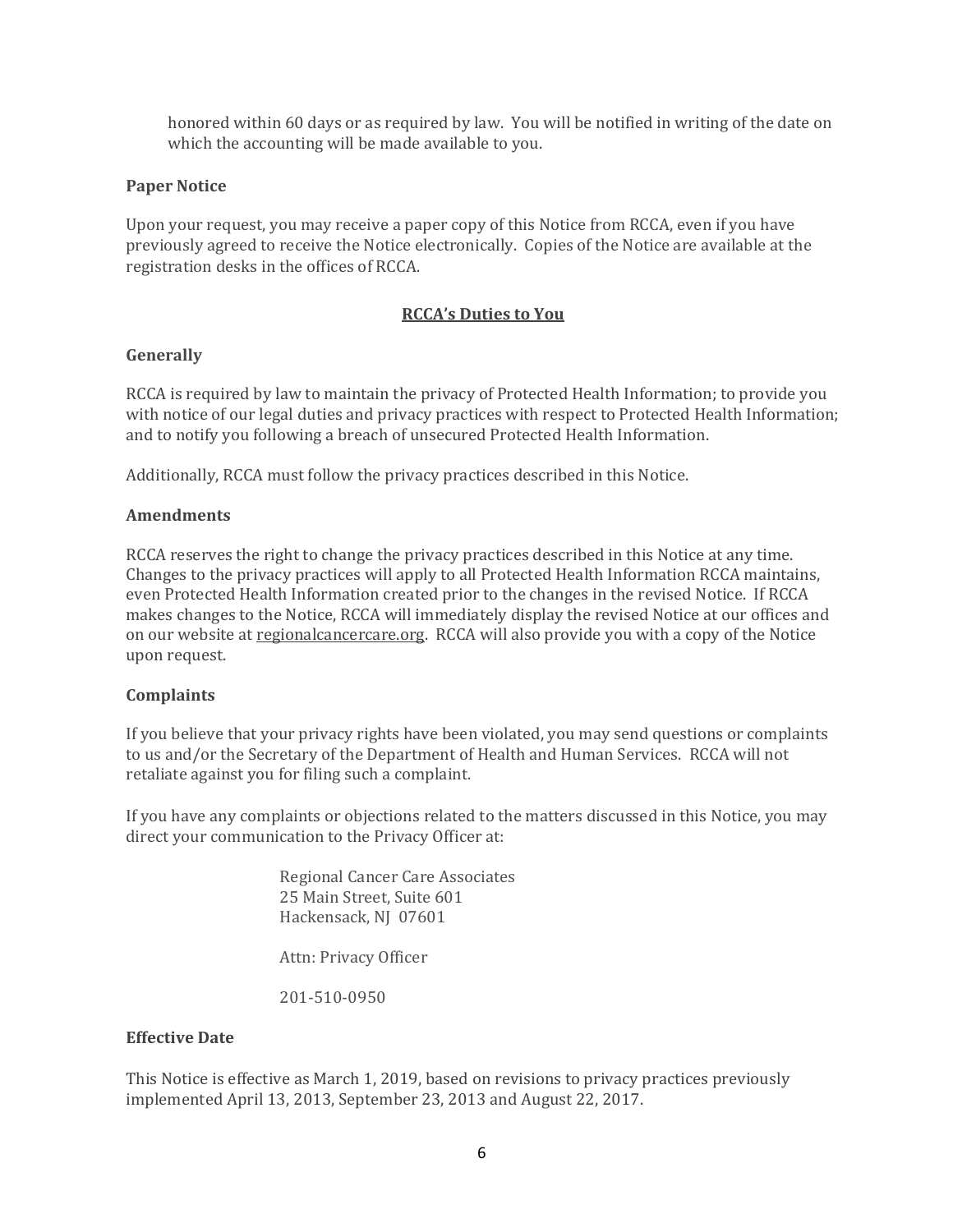honored within 60 days or as required by law. You will be notified in writing of the date on which the accounting will be made available to you.

### Paper Notice

Upon your request, you may receive a paper copy of this Notice from RCCA, even if you have previously agreed to receive the Notice electronically. Copies of the Notice are available at the registration desks in the offices of RCCA.

## RCCA's Duties to You

### Generally

RCCA is required by law to maintain the privacy of Protected Health Information; to provide you with notice of our legal duties and privacy practices with respect to Protected Health Information; and to notify you following a breach of unsecured Protected Health Information.

Additionally, RCCA must follow the privacy practices described in this Notice.

### Amendments

RCCA reserves the right to change the privacy practices described in this Notice at any time. Changes to the privacy practices will apply to all Protected Health Information RCCA maintains, even Protected Health Information created prior to the changes in the revised Notice. If RCCA makes changes to the Notice, RCCA will immediately display the revised Notice at our offices and on our website at regionalcancercare.org. RCCA will also provide you with a copy of the Notice upon request.

### Complaints

If you believe that your privacy rights have been violated, you may send questions or complaints to us and/or the Secretary of the Department of Health and Human Services. RCCA will not retaliate against you for filing such a complaint.

If you have any complaints or objections related to the matters discussed in this Notice, you may direct your communication to the Privacy Officer at:

Regional Cancer Care Associates
25 Main Street, Suite 601
Hackensack, NJ 07601

Attn: Privacy Officer

201-510-0950

### Effective Date

This Notice is effective as March 1, 2019, based on revisions to privacy practices previously implemented April 13, 2013, September 23, 2013 and August 22, 2017.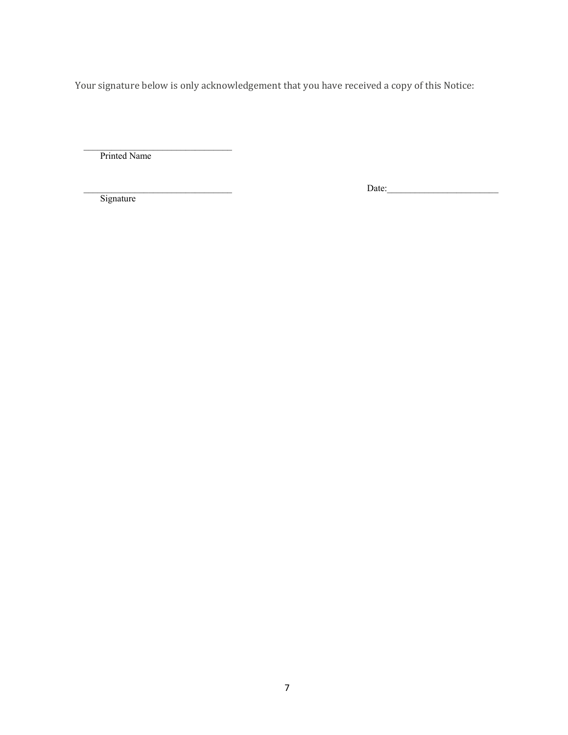Your signature below is only acknowledgement that you have received a copy of this Notice:

________________________________
Printed Name

________________________________ Date:________________________
Signature